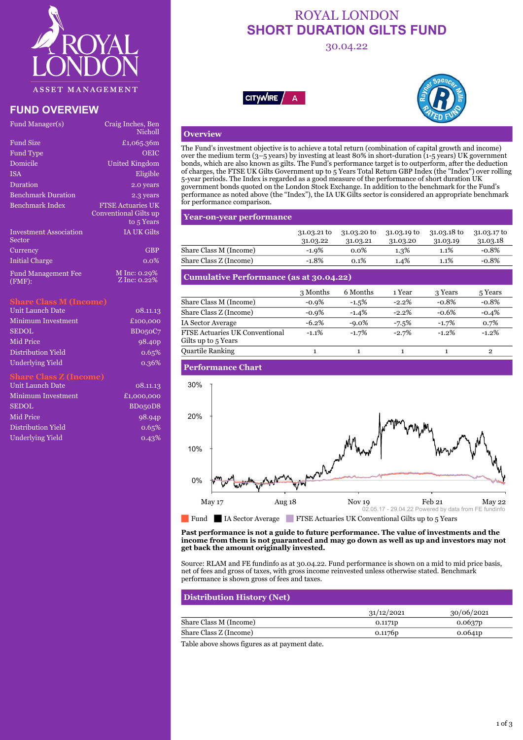# ROYAL LONDON
## SHORT DURATION GILTS FUND

30.04.22

ROYAL LONDON ASSET MANAGEMENT

CITYWIRE A

Rayner Spencer Mills RATED FUND

## FUND OVERVIEW

| | |
|---|---|
| Fund Manager(s) | Craig Inches, Ben Nicholl |
| Fund Size | £1,065.36m |
| Fund Type | OEIC |
| Domicile | United Kingdom |
| ISA | Eligible |
| Duration | 2.0 years |
| Benchmark Duration | 2.3 years |
| Benchmark Index | FTSE Actuaries UK Conventional Gilts up to 5 Years |
| Investment Association Sector | IA UK Gilts |
| Currency | GBP |
| Initial Charge | 0.0% |
| Fund Management Fee (FMF): | M Inc: 0.29%<br>Z Inc: 0.22% |

### Share Class M (Income)

| | |
|---|---|
| Unit Launch Date | 08.11.13 |
| Minimum Investment | £100,000 |
| SEDOL | BD050C7 |
| Mid Price | 98.40p |
| Distribution Yield | 0.65% |
| Underlying Yield | 0.36% |

### Share Class Z (Income)

| | |
|---|---|
| Unit Launch Date | 08.11.13 |
| Minimum Investment | £1,000,000 |
| SEDOL | BD050D8 |
| Mid Price | 98.94p |
| Distribution Yield | 0.65% |
| Underlying Yield | 0.43% |

## Overview

The Fund's investment objective is to achieve a total return (combination of capital growth and income) over the medium term (3–5 years) by investing at least 80% in short-duration (1-5 years) UK government bonds, which are also known as gilts. The Fund's performance target is to outperform, after the deduction of charges, the FTSE UK Gilts Government up to 5 Years Total Return GBP Index (the "Index") over rolling 5-year periods. The Index is regarded as a good measure of the performance of short duration UK government bonds quoted on the London Stock Exchange. In addition to the benchmark for the Fund's performance as noted above (the "Index"), the IA UK Gilts sector is considered an appropriate benchmark for performance comparison.

## Year-on-year performance

| | 31.03.21 to 31.03.22 | 31.03.20 to 31.03.21 | 31.03.19 to 31.03.20 | 31.03.18 to 31.03.19 | 31.03.17 to 31.03.18 |
|---|---|---|---|---|---|
| Share Class M (Income) | -1.9% | 0.0% | 1.3% | 1.1% | -0.8% |
| Share Class Z (Income) | -1.8% | 0.1% | 1.4% | 1.1% | -0.8% |

## Cumulative Performance (as at 30.04.22)

| | 3 Months | 6 Months | 1 Year | 3 Years | 5 Years |
|---|---|---|---|---|---|
| Share Class M (Income) | -0.9% | -1.5% | -2.2% | -0.8% | -0.8% |
| Share Class Z (Income) | -0.9% | -1.4% | -2.2% | -0.6% | -0.4% |
| IA Sector Average | -6.2% | -9.0% | -7.5% | -1.7% | 0.7% |
| FTSE Actuaries UK Conventional Gilts up to 5 Years | -1.1% | -1.7% | -2.7% | -1.2% | -1.2% |
| Quartile Ranking | 1 | 1 | 1 | 1 | 2 |

## Performance Chart

30%
20%
10%
0%
May 17
Aug 18
Nov 19
Feb 21
May 22
02.05.17 - 29.04.22 Powered by data from FE fundinfo

Fund
IA Sector Average
FTSE Actuaries UK Conventional Gilts up to 5 Years

**Past performance is not a guide to future performance. The value of investments and the income from them is not guaranteed and may go down as well as up and investors may not get back the amount originally invested.**

Source: RLAM and FE fundinfo as at 30.04.22. Fund performance is shown on a mid to mid price basis, net of fees and gross of taxes, with gross income reinvested unless otherwise stated. Benchmark performance is shown gross of fees and taxes.

## Distribution History (Net)

| | 31/12/2021 | 30/06/2021 |
|---|---|---|
| Share Class M (Income) | 0.1171p | 0.0637p |
| Share Class Z (Income) | 0.1176p | 0.0641p |

Table above shows figures as at payment date.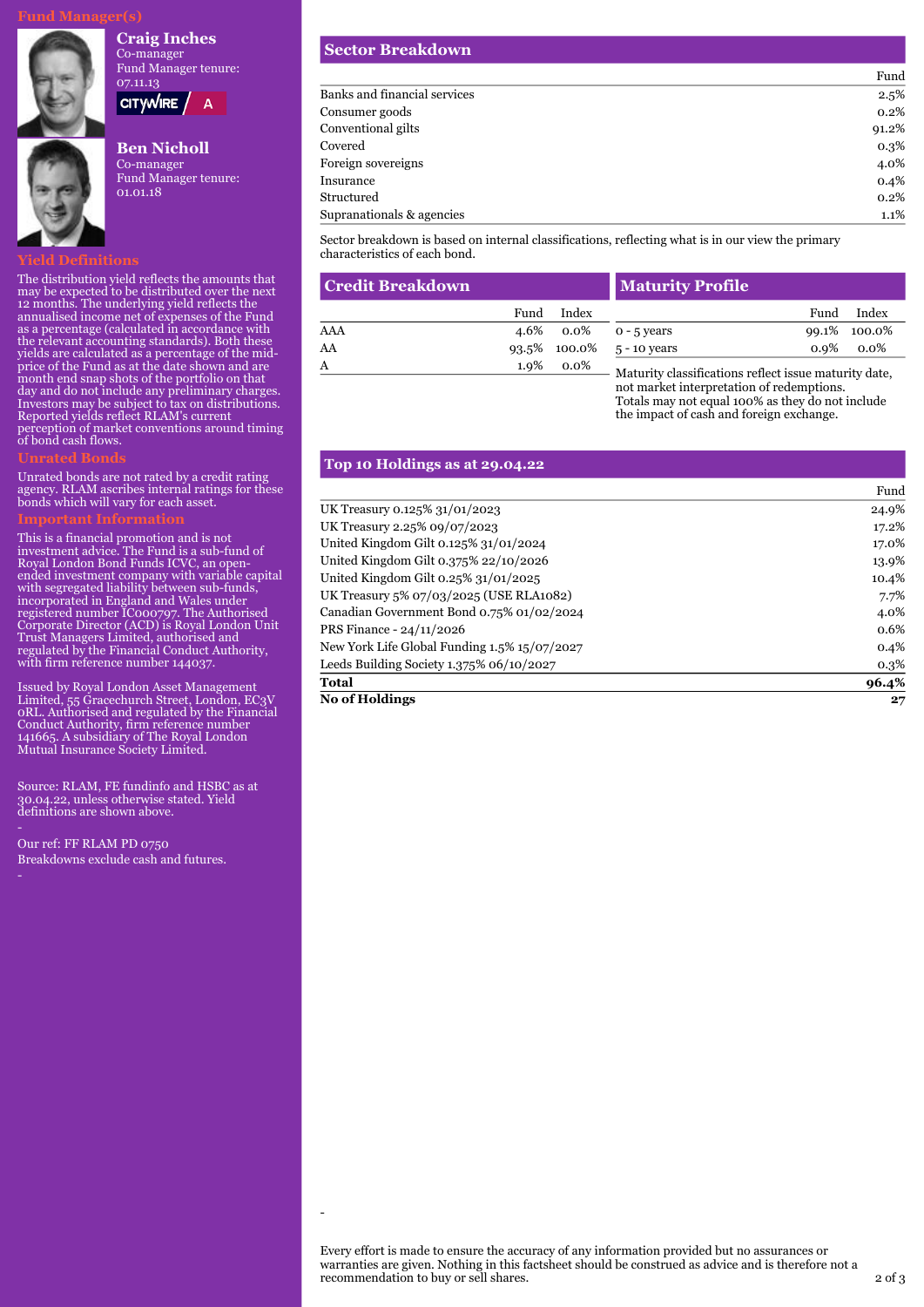## Fund Manager(s)

**Craig Inches**
Co-manager
Fund Manager tenure: 07.11.13

CITYWIRE A

**Ben Nicholl**
Co-manager
Fund Manager tenure: 01.01.18

## Yield Definitions

The distribution yield reflects the amounts that may be expected to be distributed over the next 12 months. The underlying yield reflects the annualised income net of expenses of the Fund as a percentage (calculated in accordance with the relevant accounting standards). Both these yields are calculated as a percentage of the mid-price of the Fund as at the date shown and are month end snap shots of the portfolio on that day and do not include any preliminary charges. Investors may be subject to tax on distributions. Reported yields reflect RLAM's current perception of market conventions around timing of bond cash flows.

## Unrated Bonds

Unrated bonds are not rated by a credit rating agency. RLAM ascribes internal ratings for these bonds which will vary for each asset.

## Important Information

This is a financial promotion and is not investment advice. The Fund is a sub-fund of Royal London Bond Funds ICVC, an open-ended investment company with variable capital with segregated liability between sub-funds, incorporated in England and Wales under registered number IC000797. The Authorised Corporate Director (ACD) is Royal London Unit Trust Managers Limited, authorised and regulated by the Financial Conduct Authority, with firm reference number 144037.

Issued by Royal London Asset Management Limited, 55 Gracechurch Street, London, EC3V 0RL. Authorised and regulated by the Financial Conduct Authority, firm reference number 141665. A subsidiary of The Royal London Mutual Insurance Society Limited.

Source: RLAM, FE fundinfo and HSBC as at 30.04.22, unless otherwise stated. Yield definitions are shown above.

Our ref: FF RLAM PD 0750
Breakdowns exclude cash and futures.

## Sector Breakdown

| | Fund |
|---|---|
| Banks and financial services | 2.5% |
| Consumer goods | 0.2% |
| Conventional gilts | 91.2% |
| Covered | 0.3% |
| Foreign sovereigns | 4.0% |
| Insurance | 0.4% |
| Structured | 0.2% |
| Supranationals & agencies | 1.1% |

Sector breakdown is based on internal classifications, reflecting what is in our view the primary characteristics of each bond.

## Credit Breakdown

| | Fund | Index |
|---|---|---|
| AAA | 4.6% | 0.0% |
| AA | 93.5% | 100.0% |
| A | 1.9% | 0.0% |

## Maturity Profile

| | Fund | Index |
|---|---|---|
| 0 - 5 years | 99.1% | 100.0% |
| 5 - 10 years | 0.9% | 0.0% |

Maturity classifications reflect issue maturity date, not market interpretation of redemptions. Totals may not equal 100% as they do not include the impact of cash and foreign exchange.

## Top 10 Holdings as at 29.04.22

| | Fund |
|---|---|
| UK Treasury 0.125% 31/01/2023 | 24.9% |
| UK Treasury 2.25% 09/07/2023 | 17.2% |
| United Kingdom Gilt 0.125% 31/01/2024 | 17.0% |
| United Kingdom Gilt 0.375% 22/10/2026 | 13.9% |
| United Kingdom Gilt 0.25% 31/01/2025 | 10.4% |
| UK Treasury 5% 07/03/2025 (USE RLA1082) | 7.7% |
| Canadian Government Bond 0.75% 01/02/2024 | 4.0% |
| PRS Finance - 24/11/2026 | 0.6% |
| New York Life Global Funding 1.5% 15/07/2027 | 0.4% |
| Leeds Building Society 1.375% 06/10/2027 | 0.3% |
| **Total** | **96.4%** |
| **No of Holdings** | **27** |

Every effort is made to ensure the accuracy of any information provided but no assurances or warranties are given. Nothing in this factsheet should be construed as advice and is therefore not a recommendation to buy or sell shares.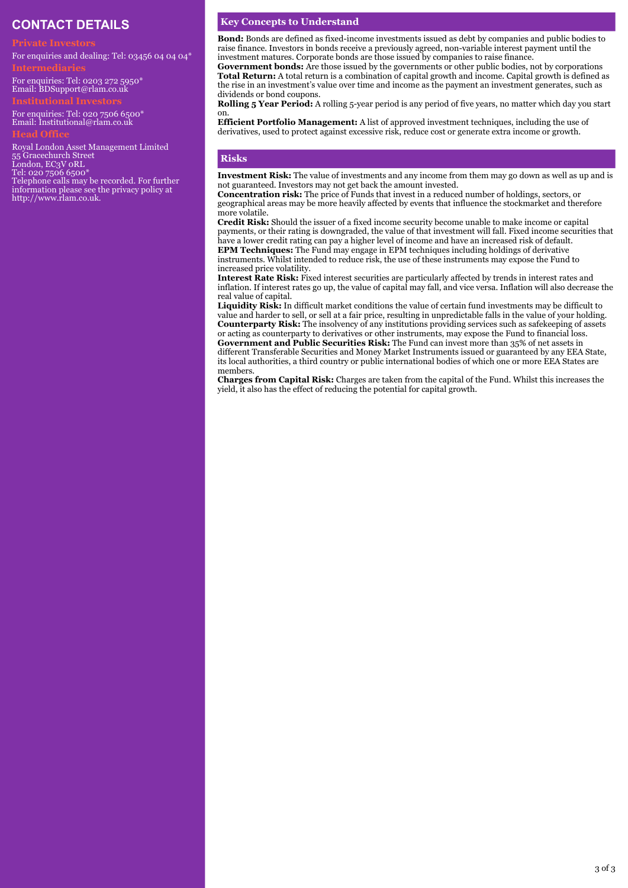## CONTACT DETAILS

### Private Investors

For enquiries and dealing: Tel: 03456 04 04 04*

### Intermediaries

For enquiries: Tel: 0203 272 5950*
Email: BDSupport@rlam.co.uk

### Institutional Investors

For enquiries: Tel: 020 7506 6500*
Email: Institutional@rlam.co.uk

### Head Office

Royal London Asset Management Limited
55 Gracechurch Street
London, EC3V 0RL
Tel: 020 7506 6500*
Telephone calls may be recorded. For further information please see the privacy policy at http://www.rlam.co.uk.

## Key Concepts to Understand

**Bond:** Bonds are defined as fixed-income investments issued as debt by companies and public bodies to raise finance. Investors in bonds receive a previously agreed, non-variable interest payment until the investment matures. Corporate bonds are those issued by companies to raise finance.
**Government bonds:** Are those issued by the governments or other public bodies, not by corporations
**Total Return:** A total return is a combination of capital growth and income. Capital growth is defined as the rise in an investment's value over time and income as the payment an investment generates, such as dividends or bond coupons.
**Rolling 5 Year Period:** A rolling 5-year period is any period of five years, no matter which day you start on.
**Efficient Portfolio Management:** A list of approved investment techniques, including the use of derivatives, used to protect against excessive risk, reduce cost or generate extra income or growth.

## Risks

**Investment Risk:** The value of investments and any income from them may go down as well as up and is not guaranteed. Investors may not get back the amount invested.
**Concentration risk:** The price of Funds that invest in a reduced number of holdings, sectors, or geographical areas may be more heavily affected by events that influence the stockmarket and therefore more volatile.
**Credit Risk:** Should the issuer of a fixed income security become unable to make income or capital payments, or their rating is downgraded, the value of that investment will fall. Fixed income securities that have a lower credit rating can pay a higher level of income and have an increased risk of default.
**EPM Techniques:** The Fund may engage in EPM techniques including holdings of derivative instruments. Whilst intended to reduce risk, the use of these instruments may expose the Fund to increased price volatility.
**Interest Rate Risk:** Fixed interest securities are particularly affected by trends in interest rates and inflation. If interest rates go up, the value of capital may fall, and vice versa. Inflation will also decrease the real value of capital.
**Liquidity Risk:** In difficult market conditions the value of certain fund investments may be difficult to value and harder to sell, or sell at a fair price, resulting in unpredictable falls in the value of your holding.
**Counterparty Risk:** The insolvency of any institutions providing services such as safekeeping of assets or acting as counterparty to derivatives or other instruments, may expose the Fund to financial loss.
**Government and Public Securities Risk:** The Fund can invest more than 35% of net assets in different Transferable Securities and Money Market Instruments issued or guaranteed by any EEA State, its local authorities, a third country or public international bodies of which one or more EEA States are members.
**Charges from Capital Risk:** Charges are taken from the capital of the Fund. Whilst this increases the yield, it also has the effect of reducing the potential for capital growth.